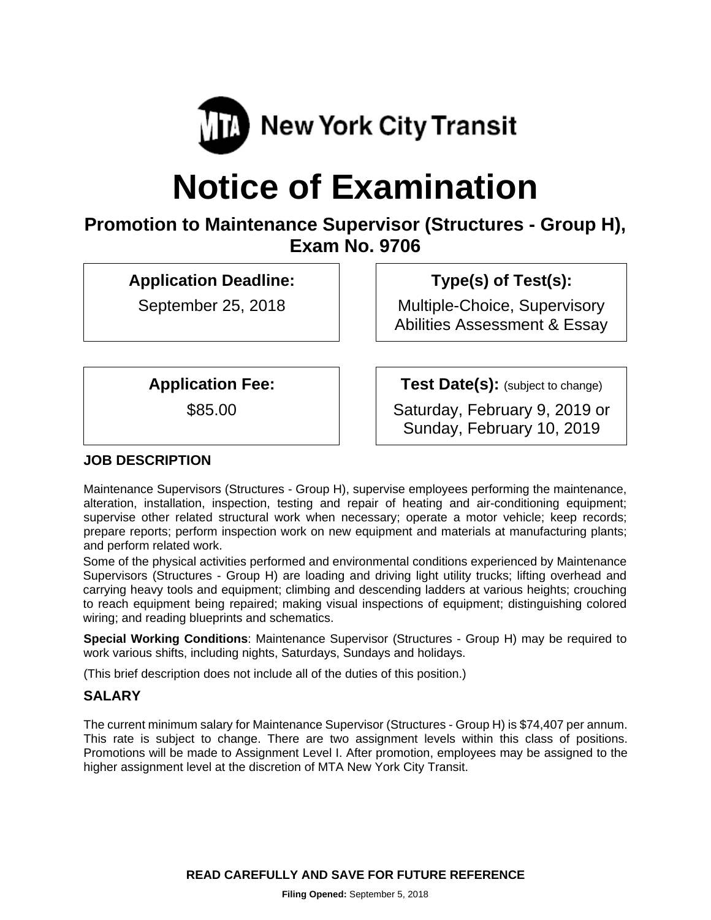MTA New York City Transit

# Notice of Examination

## Promotion to Maintenance Supervisor (Structures - Group H), Exam No. 9706

**Application Deadline:**

September 25, 2018

**Type(s) of Test(s):**

Multiple-Choice, Supervisory Abilities Assessment & Essay

**Application Fee:**

$85.00

**Test Date(s):** (subject to change)

Saturday, February 9, 2019 or Sunday, February 10, 2019

### JOB DESCRIPTION

Maintenance Supervisors (Structures - Group H), supervise employees performing the maintenance, alteration, installation, inspection, testing and repair of heating and air-conditioning equipment; supervise other related structural work when necessary; operate a motor vehicle; keep records; prepare reports; perform inspection work on new equipment and materials at manufacturing plants; and perform related work.

Some of the physical activities performed and environmental conditions experienced by Maintenance Supervisors (Structures - Group H) are loading and driving light utility trucks; lifting overhead and carrying heavy tools and equipment; climbing and descending ladders at various heights; crouching to reach equipment being repaired; making visual inspections of equipment; distinguishing colored wiring; and reading blueprints and schematics.

**Special Working Conditions**: Maintenance Supervisor (Structures - Group H) may be required to work various shifts, including nights, Saturdays, Sundays and holidays.

(This brief description does not include all of the duties of this position.)

### SALARY

The current minimum salary for Maintenance Supervisor (Structures - Group H) is $74,407 per annum. This rate is subject to change. There are two assignment levels within this class of positions. Promotions will be made to Assignment Level I. After promotion, employees may be assigned to the higher assignment level at the discretion of MTA New York City Transit.

**READ CAREFULLY AND SAVE FOR FUTURE REFERENCE**

**Filing Opened:** September 5, 2018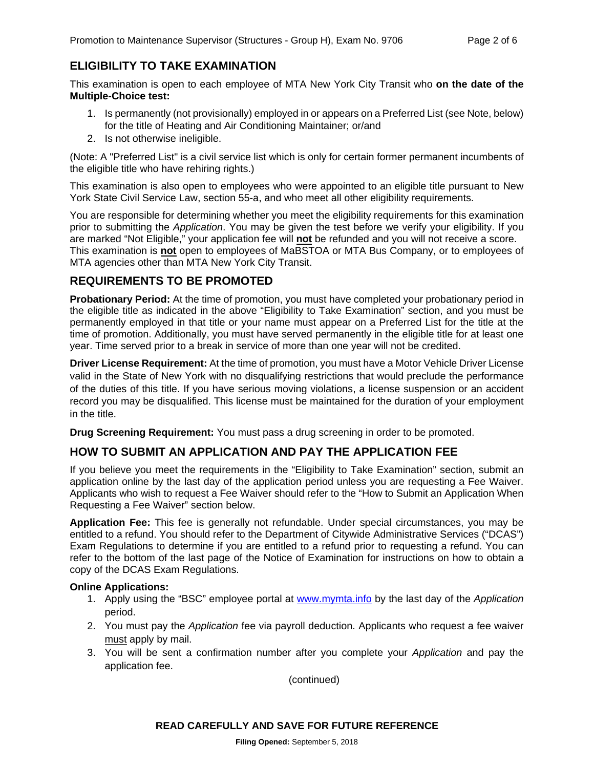## ELIGIBILITY TO TAKE EXAMINATION

This examination is open to each employee of MTA New York City Transit who **on the date of the Multiple-Choice test:**

1. Is permanently (not provisionally) employed in or appears on a Preferred List (see Note, below) for the title of Heating and Air Conditioning Maintainer; or/and
2. Is not otherwise ineligible.

(Note: A "Preferred List" is a civil service list which is only for certain former permanent incumbents of the eligible title who have rehiring rights.)

This examination is also open to employees who were appointed to an eligible title pursuant to New York State Civil Service Law, section 55-a, and who meet all other eligibility requirements.

You are responsible for determining whether you meet the eligibility requirements for this examination prior to submitting the *Application*. You may be given the test before we verify your eligibility. If you are marked "Not Eligible," your application fee will **not** be refunded and you will not receive a score. This examination is **not** open to employees of MaBSTOA or MTA Bus Company, or to employees of MTA agencies other than MTA New York City Transit.

## REQUIREMENTS TO BE PROMOTED

**Probationary Period:** At the time of promotion, you must have completed your probationary period in the eligible title as indicated in the above "Eligibility to Take Examination" section, and you must be permanently employed in that title or your name must appear on a Preferred List for the title at the time of promotion. Additionally, you must have served permanently in the eligible title for at least one year. Time served prior to a break in service of more than one year will not be credited.

**Driver License Requirement:** At the time of promotion, you must have a Motor Vehicle Driver License valid in the State of New York with no disqualifying restrictions that would preclude the performance of the duties of this title. If you have serious moving violations, a license suspension or an accident record you may be disqualified. This license must be maintained for the duration of your employment in the title.

**Drug Screening Requirement:** You must pass a drug screening in order to be promoted.

## HOW TO SUBMIT AN APPLICATION AND PAY THE APPLICATION FEE

If you believe you meet the requirements in the "Eligibility to Take Examination" section, submit an application online by the last day of the application period unless you are requesting a Fee Waiver. Applicants who wish to request a Fee Waiver should refer to the "How to Submit an Application When Requesting a Fee Waiver" section below.

**Application Fee:** This fee is generally not refundable. Under special circumstances, you may be entitled to a refund. You should refer to the Department of Citywide Administrative Services ("DCAS") Exam Regulations to determine if you are entitled to a refund prior to requesting a refund. You can refer to the bottom of the last page of the Notice of Examination for instructions on how to obtain a copy of the DCAS Exam Regulations.

**Online Applications:**

1. Apply using the "BSC" employee portal at www.mymta.info by the last day of the *Application* period.
2. You must pay the *Application* fee via payroll deduction. Applicants who request a fee waiver must apply by mail.
3. You will be sent a confirmation number after you complete your *Application* and pay the application fee.

(continued)

**READ CAREFULLY AND SAVE FOR FUTURE REFERENCE**

**Filing Opened:** September 5, 2018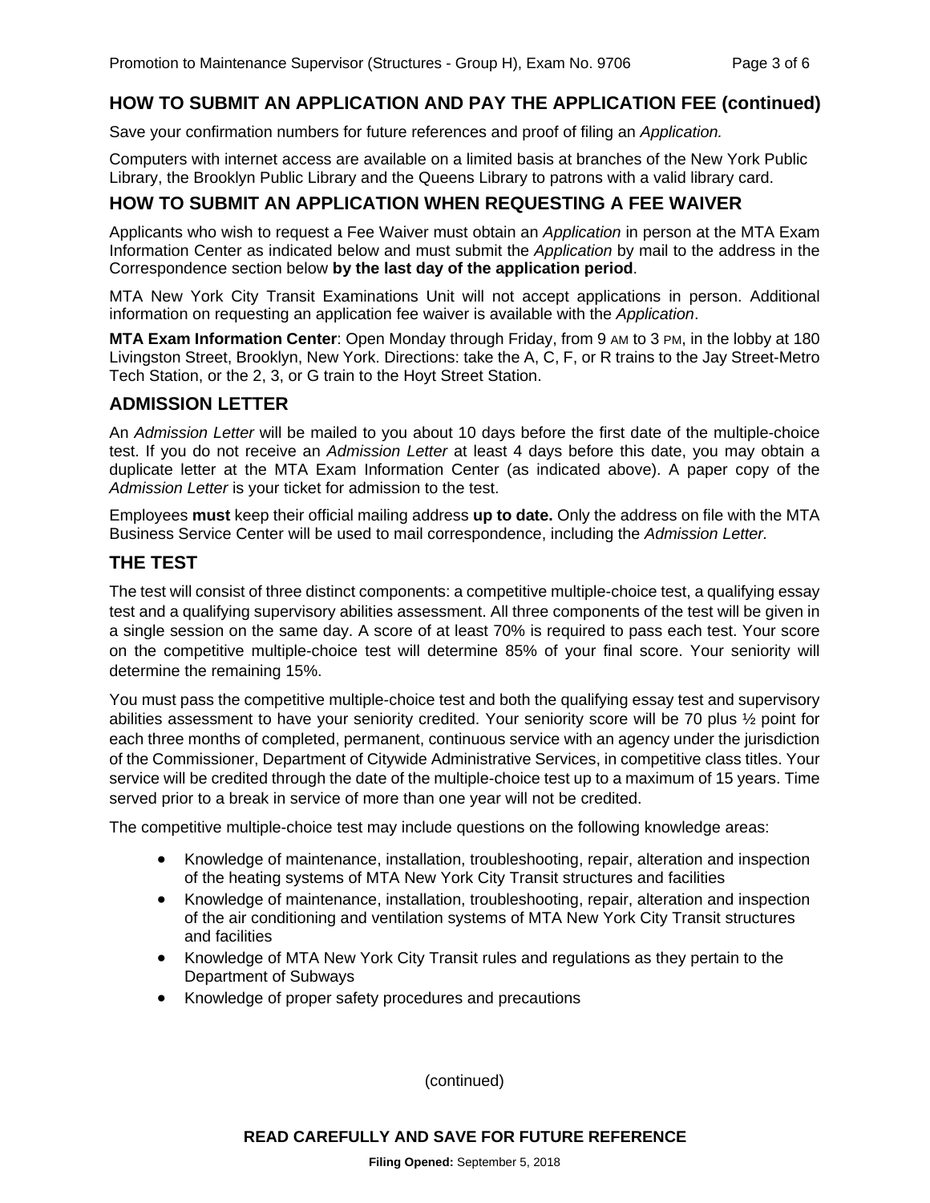## HOW TO SUBMIT AN APPLICATION AND PAY THE APPLICATION FEE (continued)

Save your confirmation numbers for future references and proof of filing an *Application.*

Computers with internet access are available on a limited basis at branches of the New York Public Library, the Brooklyn Public Library and the Queens Library to patrons with a valid library card.

## HOW TO SUBMIT AN APPLICATION WHEN REQUESTING A FEE WAIVER

Applicants who wish to request a Fee Waiver must obtain an *Application* in person at the MTA Exam Information Center as indicated below and must submit the *Application* by mail to the address in the Correspondence section below **by the last day of the application period**.

MTA New York City Transit Examinations Unit will not accept applications in person. Additional information on requesting an application fee waiver is available with the *Application*.

**MTA Exam Information Center**: Open Monday through Friday, from 9 AM to 3 PM, in the lobby at 180 Livingston Street, Brooklyn, New York. Directions: take the A, C, F, or R trains to the Jay Street-Metro Tech Station, or the 2, 3, or G train to the Hoyt Street Station.

## ADMISSION LETTER

An *Admission Letter* will be mailed to you about 10 days before the first date of the multiple-choice test. If you do not receive an *Admission Letter* at least 4 days before this date, you may obtain a duplicate letter at the MTA Exam Information Center (as indicated above). A paper copy of the *Admission Letter* is your ticket for admission to the test.

Employees **must** keep their official mailing address **up to date.** Only the address on file with the MTA Business Service Center will be used to mail correspondence, including the *Admission Letter.*

## THE TEST

The test will consist of three distinct components: a competitive multiple-choice test, a qualifying essay test and a qualifying supervisory abilities assessment. All three components of the test will be given in a single session on the same day. A score of at least 70% is required to pass each test. Your score on the competitive multiple-choice test will determine 85% of your final score. Your seniority will determine the remaining 15%.

You must pass the competitive multiple-choice test and both the qualifying essay test and supervisory abilities assessment to have your seniority credited. Your seniority score will be 70 plus ½ point for each three months of completed, permanent, continuous service with an agency under the jurisdiction of the Commissioner, Department of Citywide Administrative Services, in competitive class titles. Your service will be credited through the date of the multiple-choice test up to a maximum of 15 years. Time served prior to a break in service of more than one year will not be credited.

The competitive multiple-choice test may include questions on the following knowledge areas:

- Knowledge of maintenance, installation, troubleshooting, repair, alteration and inspection of the heating systems of MTA New York City Transit structures and facilities
- Knowledge of maintenance, installation, troubleshooting, repair, alteration and inspection of the air conditioning and ventilation systems of MTA New York City Transit structures and facilities
- Knowledge of MTA New York City Transit rules and regulations as they pertain to the Department of Subways
- Knowledge of proper safety procedures and precautions

(continued)

**READ CAREFULLY AND SAVE FOR FUTURE REFERENCE**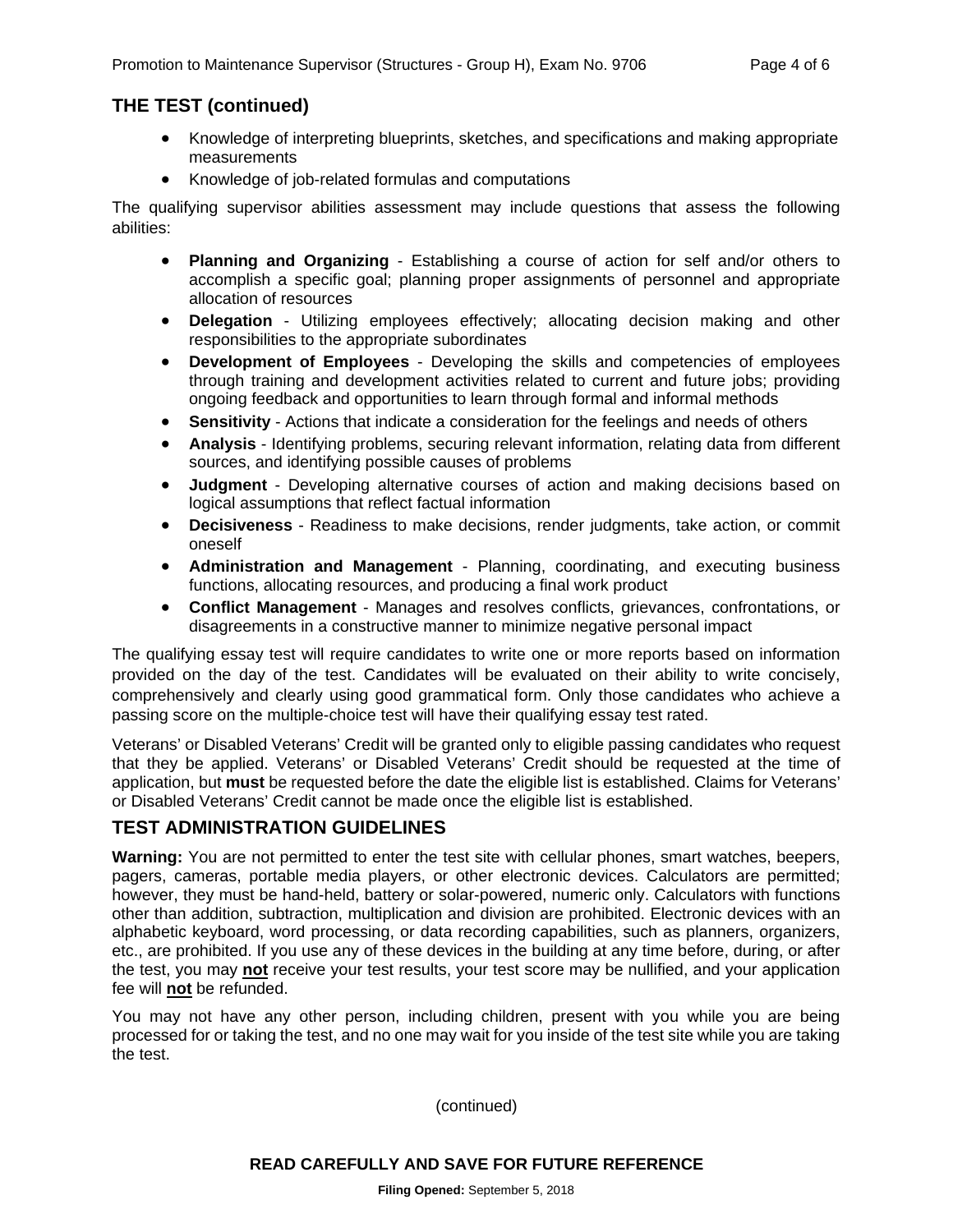## THE TEST (continued)

- Knowledge of interpreting blueprints, sketches, and specifications and making appropriate measurements
- Knowledge of job-related formulas and computations

The qualifying supervisor abilities assessment may include questions that assess the following abilities:

- **Planning and Organizing** - Establishing a course of action for self and/or others to accomplish a specific goal; planning proper assignments of personnel and appropriate allocation of resources
- **Delegation** - Utilizing employees effectively; allocating decision making and other responsibilities to the appropriate subordinates
- **Development of Employees** - Developing the skills and competencies of employees through training and development activities related to current and future jobs; providing ongoing feedback and opportunities to learn through formal and informal methods
- **Sensitivity** - Actions that indicate a consideration for the feelings and needs of others
- **Analysis** - Identifying problems, securing relevant information, relating data from different sources, and identifying possible causes of problems
- **Judgment** - Developing alternative courses of action and making decisions based on logical assumptions that reflect factual information
- **Decisiveness** - Readiness to make decisions, render judgments, take action, or commit oneself
- **Administration and Management** - Planning, coordinating, and executing business functions, allocating resources, and producing a final work product
- **Conflict Management** - Manages and resolves conflicts, grievances, confrontations, or disagreements in a constructive manner to minimize negative personal impact

The qualifying essay test will require candidates to write one or more reports based on information provided on the day of the test. Candidates will be evaluated on their ability to write concisely, comprehensively and clearly using good grammatical form. Only those candidates who achieve a passing score on the multiple-choice test will have their qualifying essay test rated.

Veterans' or Disabled Veterans' Credit will be granted only to eligible passing candidates who request that they be applied. Veterans' or Disabled Veterans' Credit should be requested at the time of application, but **must** be requested before the date the eligible list is established. Claims for Veterans' or Disabled Veterans' Credit cannot be made once the eligible list is established.

## TEST ADMINISTRATION GUIDELINES

**Warning:** You are not permitted to enter the test site with cellular phones, smart watches, beepers, pagers, cameras, portable media players, or other electronic devices. Calculators are permitted; however, they must be hand-held, battery or solar-powered, numeric only. Calculators with functions other than addition, subtraction, multiplication and division are prohibited. Electronic devices with an alphabetic keyboard, word processing, or data recording capabilities, such as planners, organizers, etc., are prohibited. If you use any of these devices in the building at any time before, during, or after the test, you may **not** receive your test results, your test score may be nullified, and your application fee will **not** be refunded.

You may not have any other person, including children, present with you while you are being processed for or taking the test, and no one may wait for you inside of the test site while you are taking the test.

(continued)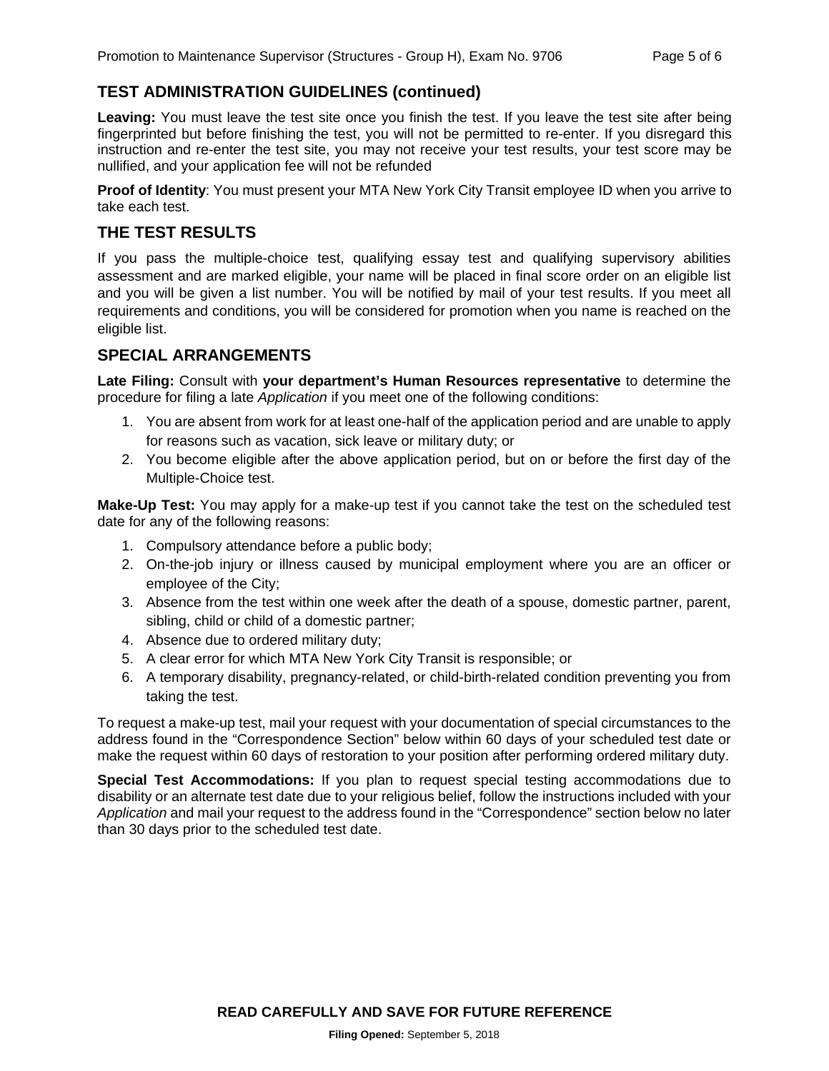## TEST ADMINISTRATION GUIDELINES (continued)

**Leaving:** You must leave the test site once you finish the test. If you leave the test site after being fingerprinted but before finishing the test, you will not be permitted to re-enter. If you disregard this instruction and re-enter the test site, you may not receive your test results, your test score may be nullified, and your application fee will not be refunded

**Proof of Identity**: You must present your MTA New York City Transit employee ID when you arrive to take each test.

## THE TEST RESULTS

If you pass the multiple-choice test, qualifying essay test and qualifying supervisory abilities assessment and are marked eligible, your name will be placed in final score order on an eligible list and you will be given a list number. You will be notified by mail of your test results. If you meet all requirements and conditions, you will be considered for promotion when you name is reached on the eligible list.

## SPECIAL ARRANGEMENTS

**Late Filing:** Consult with **your department's Human Resources representative** to determine the procedure for filing a late *Application* if you meet one of the following conditions:

1. You are absent from work for at least one-half of the application period and are unable to apply for reasons such as vacation, sick leave or military duty; or
2. You become eligible after the above application period, but on or before the first day of the Multiple-Choice test.

**Make-Up Test:** You may apply for a make-up test if you cannot take the test on the scheduled test date for any of the following reasons:

1. Compulsory attendance before a public body;
2. On-the-job injury or illness caused by municipal employment where you are an officer or employee of the City;
3. Absence from the test within one week after the death of a spouse, domestic partner, parent, sibling, child or child of a domestic partner;
4. Absence due to ordered military duty;
5. A clear error for which MTA New York City Transit is responsible; or
6. A temporary disability, pregnancy-related, or child-birth-related condition preventing you from taking the test.

To request a make-up test, mail your request with your documentation of special circumstances to the address found in the "Correspondence Section" below within 60 days of your scheduled test date or make the request within 60 days of restoration to your position after performing ordered military duty.

**Special Test Accommodations:** If you plan to request special testing accommodations due to disability or an alternate test date due to your religious belief, follow the instructions included with your *Application* and mail your request to the address found in the "Correspondence" section below no later than 30 days prior to the scheduled test date.

**READ CAREFULLY AND SAVE FOR FUTURE REFERENCE**

**Filing Opened:** September 5, 2018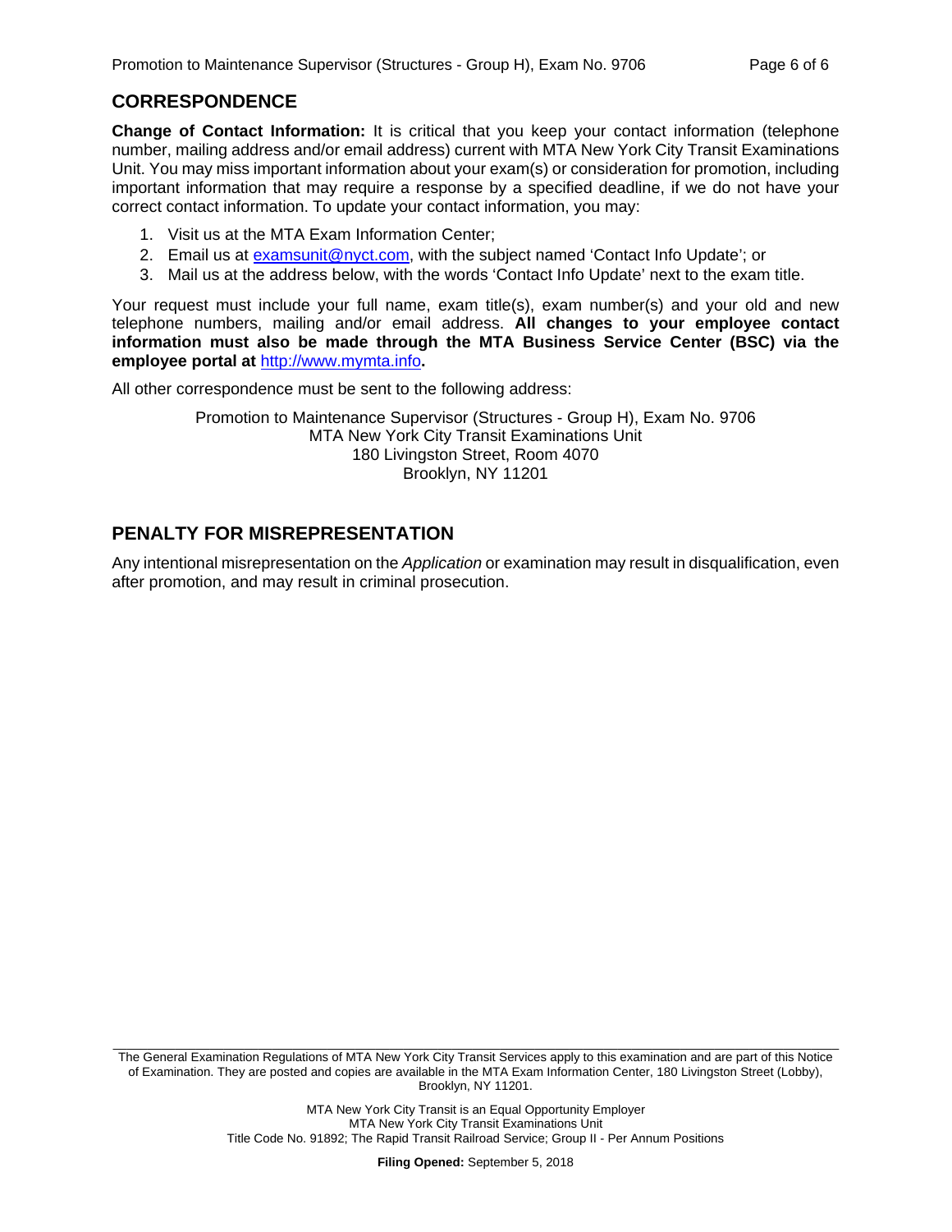## CORRESPONDENCE

**Change of Contact Information:** It is critical that you keep your contact information (telephone number, mailing address and/or email address) current with MTA New York City Transit Examinations Unit. You may miss important information about your exam(s) or consideration for promotion, including important information that may require a response by a specified deadline, if we do not have your correct contact information. To update your contact information, you may:

1. Visit us at the MTA Exam Information Center;
2. Email us at examsunit@nyct.com, with the subject named 'Contact Info Update'; or
3. Mail us at the address below, with the words 'Contact Info Update' next to the exam title.

Your request must include your full name, exam title(s), exam number(s) and your old and new telephone numbers, mailing and/or email address. **All changes to your employee contact information must also be made through the MTA Business Service Center (BSC) via the employee portal at** http://www.mymta.info**.**

All other correspondence must be sent to the following address:

Promotion to Maintenance Supervisor (Structures - Group H), Exam No. 9706
MTA New York City Transit Examinations Unit
180 Livingston Street, Room 4070
Brooklyn, NY 11201

## PENALTY FOR MISREPRESENTATION

Any intentional misrepresentation on the *Application* or examination may result in disqualification, even after promotion, and may result in criminal prosecution.

---

The General Examination Regulations of MTA New York City Transit Services apply to this examination and are part of this Notice of Examination. They are posted and copies are available in the MTA Exam Information Center, 180 Livingston Street (Lobby), Brooklyn, NY 11201.

MTA New York City Transit is an Equal Opportunity Employer
MTA New York City Transit Examinations Unit
Title Code No. 91892; The Rapid Transit Railroad Service; Group II - Per Annum Positions

**Filing Opened:** September 5, 2018